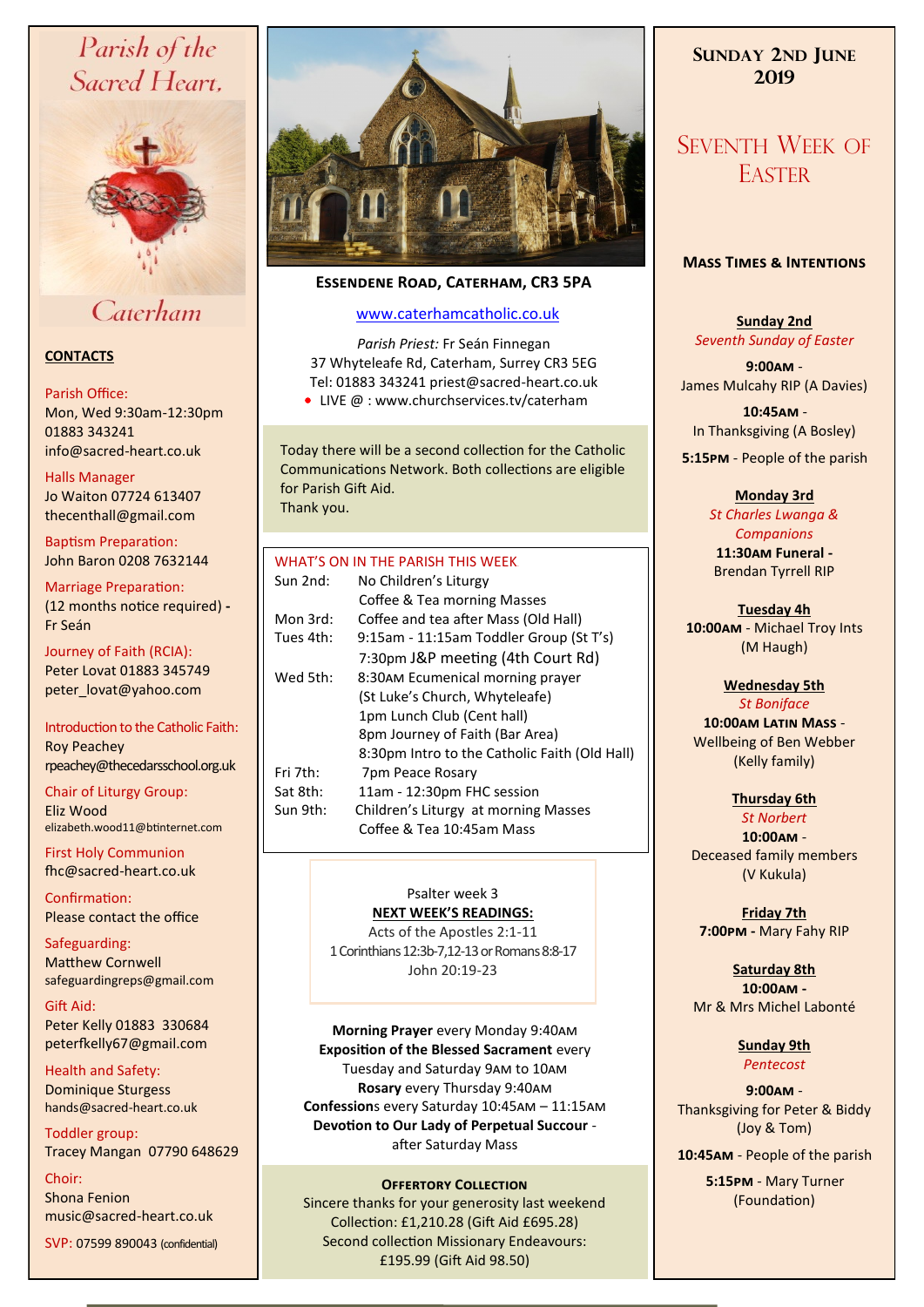# Parish of the Sacred Heart, Caterham

## CONTACTS

Parish Office:
Mon, Wed 9:30am-12:30pm
01883 343241
info@sacred-heart.co.uk

Halls Manager
Jo Waiton 07724 613407
thecenthall@gmail.com

Baptism Preparation:
John Baron 0208 7632144

Marriage Preparation:
(12 months notice required) - Fr Seán

Journey of Faith (RCIA):
Peter Lovat 01883 345749
peter_lovat@yahoo.com

Introduction to the Catholic Faith:
Roy Peachey
rpeachey@thecedarsschool.org.uk

Chair of Liturgy Group:
Eliz Wood
elizabeth.wood11@btinternet.com

First Holy Communion
fhc@sacred-heart.co.uk

Confirmation:
Please contact the office

Safeguarding:
Matthew Cornwell
safeguardingreps@gmail.com

Gift Aid:
Peter Kelly 01883 330684
peterfkelly67@gmail.com

Health and Safety:
Dominique Sturgess
hands@sacred-heart.co.uk

Toddler group:
Tracey Mangan 07790 648629

Choir:
Shona Fenion
music@sacred-heart.co.uk

SVP: 07599 890043 (confidential)

## ESSENDENE ROAD, CATERHAM, CR3 5PA

www.caterhamcatholic.co.uk

*Parish Priest:* Fr Seán Finnegan
37 Whyteleafe Rd, Caterham, Surrey CR3 5EG
Tel: 01883 343241 priest@sacred-heart.co.uk

- LIVE @ : www.churchservices.tv/caterham

Today there will be a second collection for the Catholic Communications Network. Both collections are eligible for Parish Gift Aid.
Thank you.

### WHAT'S ON IN THE PARISH THIS WEEK

| | |
|---|---|
| Sun 2nd: | No Children's Liturgy |
| | Coffee & Tea morning Masses |
| Mon 3rd: | Coffee and tea after Mass (Old Hall) |
| Tues 4th: | 9:15am - 11:15am Toddler Group (St T's) |
| | 7:30pm J&P meeting (4th Court Rd) |
| Wed 5th: | 8:30AM Ecumenical morning prayer (St Luke's Church, Whyteleafe) |
| | 1pm Lunch Club (Cent hall) |
| | 8pm Journey of Faith (Bar Area) |
| | 8:30pm Intro to the Catholic Faith (Old Hall) |
| Fri 7th: | 7pm Peace Rosary |
| Sat 8th: | 11am - 12:30pm FHC session |
| Sun 9th: | Children's Liturgy at morning Masses |
| | Coffee & Tea 10:45am Mass |

Psalter week 3

**NEXT WEEK'S READINGS:**

Acts of the Apostles 2:1-11
1 Corinthians 12:3b-7,12-13 or Romans 8:8-17
John 20:19-23

**Morning Prayer** every Monday 9:40AM
**Exposition of the Blessed Sacrament** every Tuesday and Saturday 9AM to 10AM
**Rosary** every Thursday 9:40AM
**Confessions** every Saturday 10:45AM – 11:15AM
**Devotion to Our Lady of Perpetual Succour** - after Saturday Mass

### OFFERTORY COLLECTION

Sincere thanks for your generosity last weekend
Collection: £1,210.28 (Gift Aid £695.28)
Second collection Missionary Endeavours: £195.99 (Gift Aid 98.50)

## SUNDAY 2ND JUNE 2019

## SEVENTH WEEK OF EASTER

### MASS TIMES & INTENTIONS

**Sunday 2nd**
*Seventh Sunday of Easter*
**9:00AM** - James Mulcahy RIP (A Davies)
**10:45AM** - In Thanksgiving (A Bosley)
**5:15PM** - People of the parish

**Monday 3rd**
*St Charles Lwanga & Companions*
**11:30AM Funeral** - Brendan Tyrrell RIP

**Tuesday 4h**
**10:00AM** - Michael Troy Ints (M Haugh)

**Wednesday 5th**
*St Boniface*
**10:00AM LATIN MASS** - Wellbeing of Ben Webber (Kelly family)

**Thursday 6th**
*St Norbert*
**10:00AM** - Deceased family members (V Kukula)

**Friday 7th**
**7:00PM** - Mary Fahy RIP

**Saturday 8th**
**10:00AM** - Mr & Mrs Michel Labonté

**Sunday 9th**
*Pentecost*
**9:00AM** - Thanksgiving for Peter & Biddy (Joy & Tom)
**10:45AM** - People of the parish
**5:15PM** - Mary Turner (Foundation)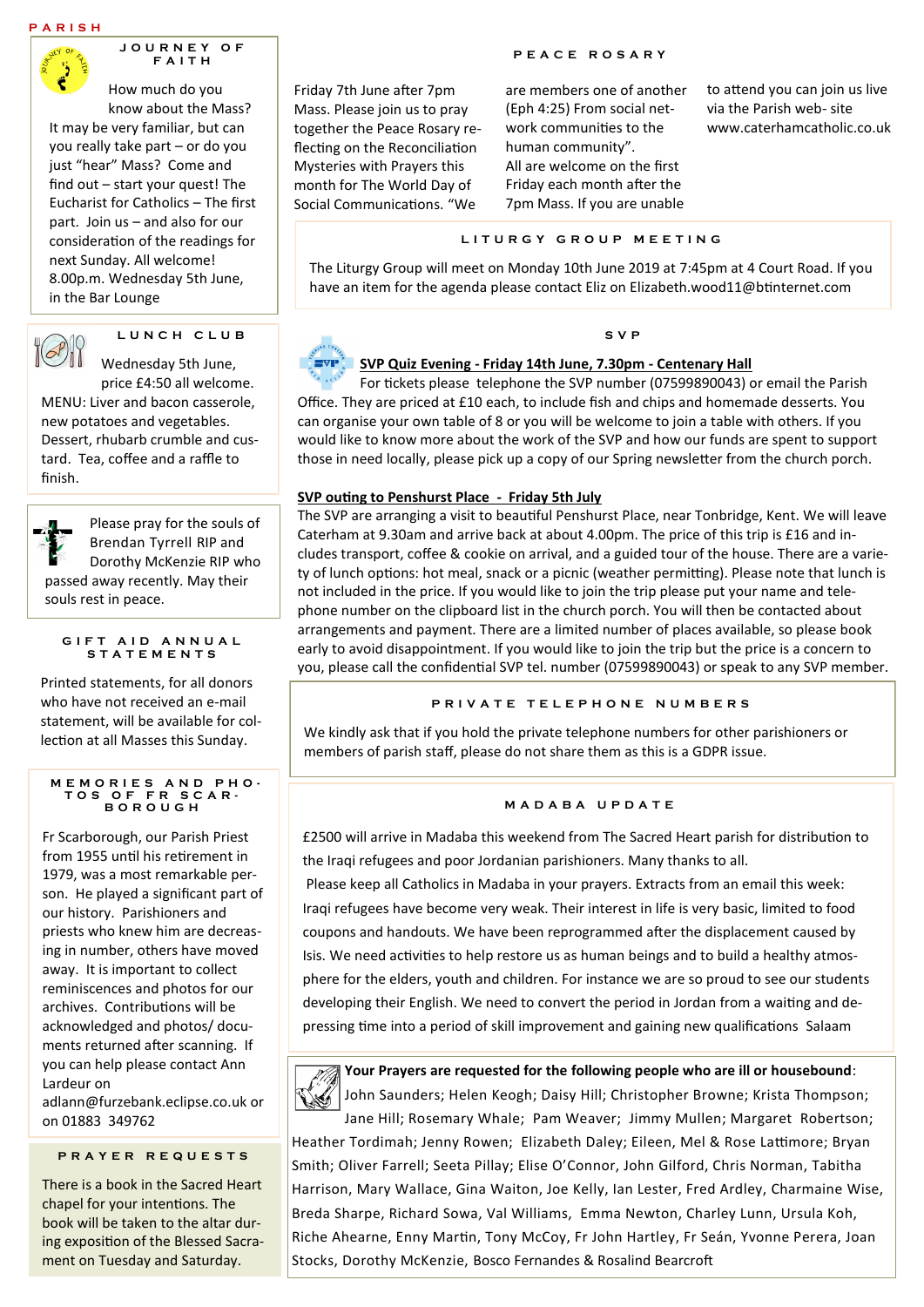PARISH

## JOURNEY OF FAITH

How much do you know about the Mass? It may be very familiar, but can you really take part – or do you just "hear" Mass? Come and find out – start your quest! The Eucharist for Catholics – The first part. Join us – and also for our consideration of the readings for next Sunday. All welcome! 8.00p.m. Wednesday 5th June, in the Bar Lounge

## LUNCH CLUB

Wednesday 5th June, price £4:50 all welcome. MENU: Liver and bacon casserole, new potatoes and vegetables. Dessert, rhubarb crumble and custard. Tea, coffee and a raffle to finish.

Please pray for the souls of Brendan Tyrrell RIP and Dorothy McKenzie RIP who passed away recently. May their souls rest in peace.

## GIFT AID ANNUAL STATEMENTS

Printed statements, for all donors who have not received an e-mail statement, will be available for collection at all Masses this Sunday.

## MEMORIES AND PHOTOS OF FR SCARBOROUGH

Fr Scarborough, our Parish Priest from 1955 until his retirement in 1979, was a most remarkable person. He played a significant part of our history. Parishioners and priests who knew him are decreasing in number, others have moved away. It is important to collect reminiscences and photos for our archives. Contributions will be acknowledged and photos/ documents returned after scanning. If you can help please contact Ann Lardeur on adlann@furzebank.eclipse.co.uk or on 01883 349762

## PRAYER REQUESTS

There is a book in the Sacred Heart chapel for your intentions. The book will be taken to the altar during exposition of the Blessed Sacrament on Tuesday and Saturday.

## PEACE ROSARY

Friday 7th June after 7pm Mass. Please join us to pray together the Peace Rosary reflecting on the Reconciliation Mysteries with Prayers this month for The World Day of Social Communications. "We are members one of another (Eph 4:25) From social network communities to the human community".
All are welcome on the first Friday each month after the 7pm Mass. If you are unable to attend you can join us live via the Parish web- site www.caterhamcatholic.co.uk

## LITURGY GROUP MEETING

The Liturgy Group will meet on Monday 10th June 2019 at 7:45pm at 4 Court Road. If you have an item for the agenda please contact Eliz on Elizabeth.wood11@btinternet.com

## SVP

**SVP Quiz Evening - Friday 14th June, 7.30pm - Centenary Hall**

For tickets please telephone the SVP number (07599890043) or email the Parish Office. They are priced at £10 each, to include fish and chips and homemade desserts. You can organise your own table of 8 or you will be welcome to join a table with others. If you would like to know more about the work of the SVP and how our funds are spent to support those in need locally, please pick up a copy of our Spring newsletter from the church porch.

**SVP outing to Penshurst Place - Friday 5th July**

The SVP are arranging a visit to beautiful Penshurst Place, near Tonbridge, Kent. We will leave Caterham at 9.30am and arrive back at about 4.00pm. The price of this trip is £16 and includes transport, coffee & cookie on arrival, and a guided tour of the house. There are a variety of lunch options: hot meal, snack or a picnic (weather permitting). Please note that lunch is not included in the price. If you would like to join the trip please put your name and telephone number on the clipboard list in the church porch. You will then be contacted about arrangements and payment. There are a limited number of places available, so please book early to avoid disappointment. If you would like to join the trip but the price is a concern to you, please call the confidential SVP tel. number (07599890043) or speak to any SVP member.

## PRIVATE TELEPHONE NUMBERS

We kindly ask that if you hold the private telephone numbers for other parishioners or members of parish staff, please do not share them as this is a GDPR issue.

## MADABA UPDATE

£2500 will arrive in Madaba this weekend from The Sacred Heart parish for distribution to the Iraqi refugees and poor Jordanian parishioners. Many thanks to all.

Please keep all Catholics in Madaba in your prayers. Extracts from an email this week: Iraqi refugees have become very weak. Their interest in life is very basic, limited to food coupons and handouts. We have been reprogrammed after the displacement caused by Isis. We need activities to help restore us as human beings and to build a healthy atmosphere for the elders, youth and children. For instance we are so proud to see our students developing their English. We need to convert the period in Jordan from a waiting and depressing time into a period of skill improvement and gaining new qualifications Salaam

**Your Prayers are requested for the following people who are ill or housebound**: John Saunders; Helen Keogh; Daisy Hill; Christopher Browne; Krista Thompson; Jane Hill; Rosemary Whale; Pam Weaver; Jimmy Mullen; Margaret Robertson; Heather Tordimah; Jenny Rowen; Elizabeth Daley; Eileen, Mel & Rose Lattimore; Bryan Smith; Oliver Farrell; Seeta Pillay; Elise O'Connor, John Gilford, Chris Norman, Tabitha Harrison, Mary Wallace, Gina Waiton, Joe Kelly, Ian Lester, Fred Ardley, Charmaine Wise, Breda Sharpe, Richard Sowa, Val Williams, Emma Newton, Charley Lunn, Ursula Koh, Riche Ahearne, Enny Martin, Tony McCoy, Fr John Hartley, Fr Seán, Yvonne Perera, Joan Stocks, Dorothy McKenzie, Bosco Fernandes & Rosalind Bearcroft